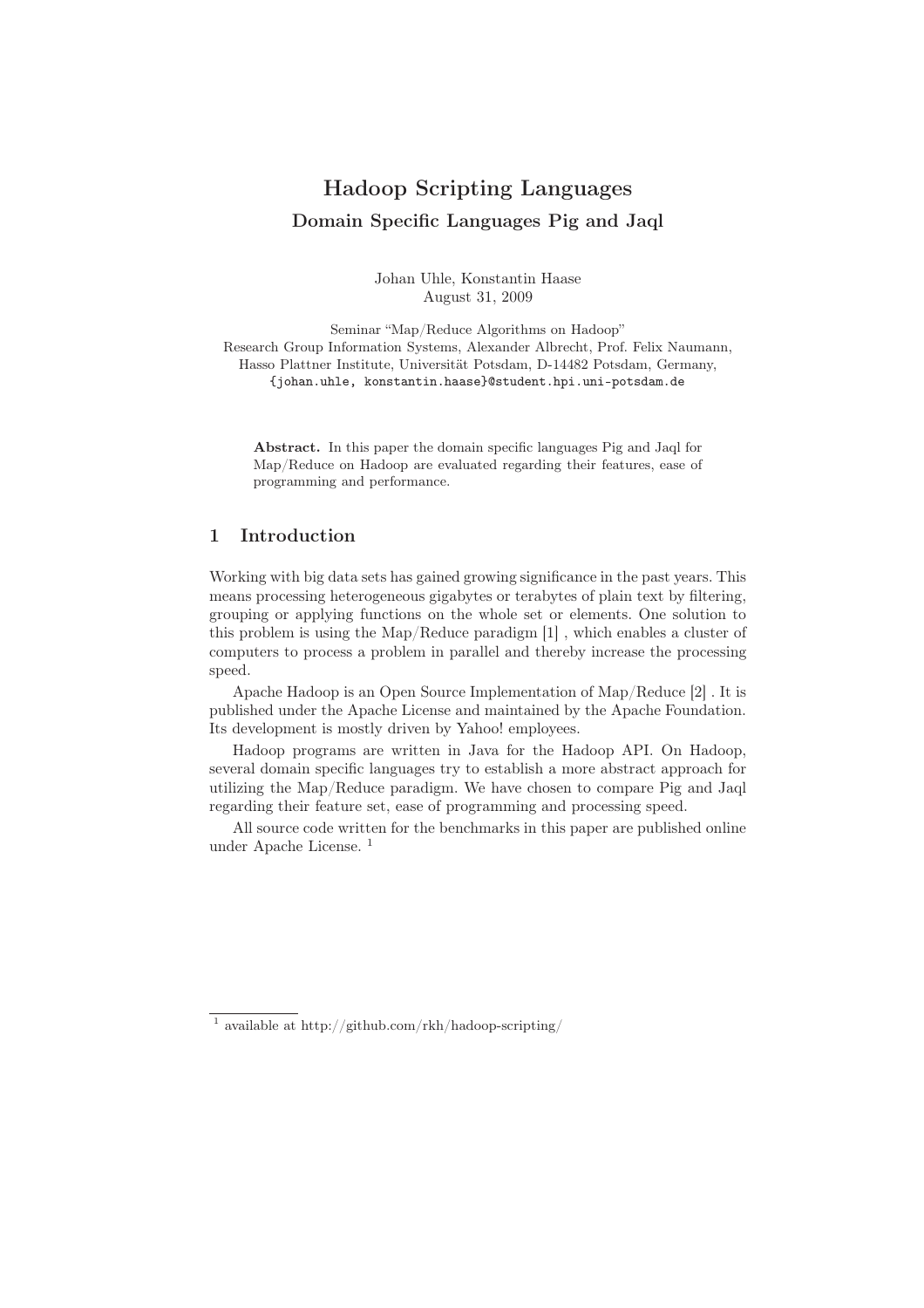# Hadoop Scripting Languages

## Domain Specific Languages Pig and Jaql

Johan Uhle, Konstantin Haase
August 31, 2009

Seminar "Map/Reduce Algorithms on Hadoop"
Research Group Information Systems, Alexander Albrecht, Prof. Felix Naumann,
Hasso Plattner Institute, Universität Potsdam, D-14482 Potsdam, Germany,
{johan.uhle, konstantin.haase}@student.hpi.uni-potsdam.de

**Abstract.** In this paper the domain specific languages Pig and Jaql for Map/Reduce on Hadoop are evaluated regarding their features, ease of programming and performance.

## 1 Introduction

Working with big data sets has gained growing significance in the past years. This means processing heterogeneous gigabytes or terabytes of plain text by filtering, grouping or applying functions on the whole set or elements. One solution to this problem is using the Map/Reduce paradigm [1] , which enables a cluster of computers to process a problem in parallel and thereby increase the processing speed.

Apache Hadoop is an Open Source Implementation of Map/Reduce [2] . It is published under the Apache License and maintained by the Apache Foundation. Its development is mostly driven by Yahoo! employees.

Hadoop programs are written in Java for the Hadoop API. On Hadoop, several domain specific languages try to establish a more abstract approach for utilizing the Map/Reduce paradigm. We have chosen to compare Pig and Jaql regarding their feature set, ease of programming and processing speed.

All source code written for the benchmarks in this paper are published online under Apache License. [1]

[1] available at http://github.com/rkh/hadoop-scripting/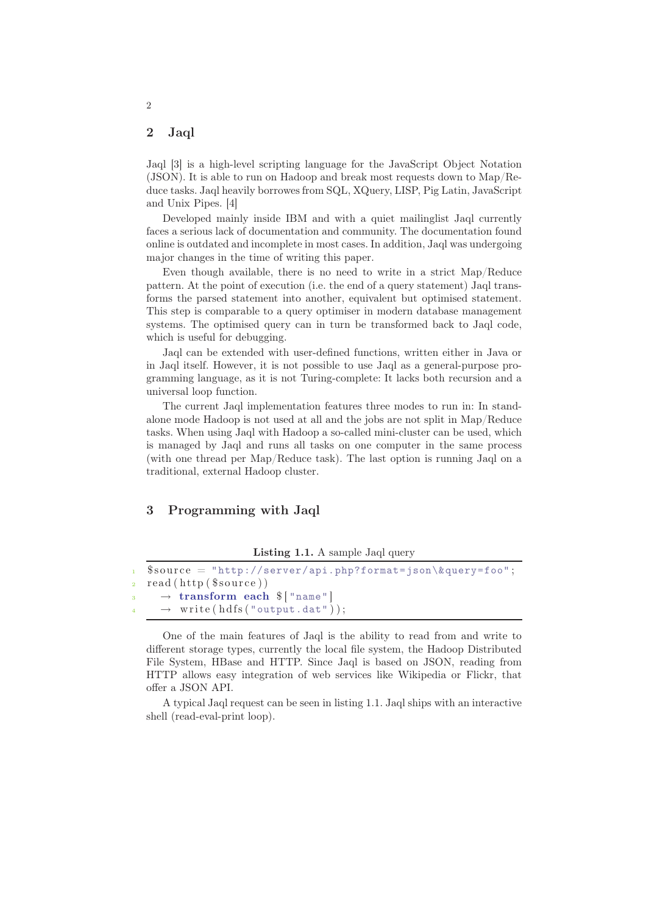## 2 Jaql

Jaql [3] is a high-level scripting language for the JavaScript Object Notation (JSON). It is able to run on Hadoop and break most requests down to Map/Reduce tasks. Jaql heavily borrowes from SQL, XQuery, LISP, Pig Latin, JavaScript and Unix Pipes. [4]

Developed mainly inside IBM and with a quiet mailinglist Jaql currently faces a serious lack of documentation and community. The documentation found online is outdated and incomplete in most cases. In addition, Jaql was undergoing major changes in the time of writing this paper.

Even though available, there is no need to write in a strict Map/Reduce pattern. At the point of execution (i.e. the end of a query statement) Jaql transforms the parsed statement into another, equivalent but optimised statement. This step is comparable to a query optimiser in modern database management systems. The optimised query can in turn be transformed back to Jaql code, which is useful for debugging.

Jaql can be extended with user-defined functions, written either in Java or in Jaql itself. However, it is not possible to use Jaql as a general-purpose programming language, as it is not Turing-complete: It lacks both recursion and a universal loop function.

The current Jaql implementation features three modes to run in: In standalone mode Hadoop is not used at all and the jobs are not split in Map/Reduce tasks. When using Jaql with Hadoop a so-called mini-cluster can be used, which is managed by Jaql and runs all tasks on one computer in the same process (with one thread per Map/Reduce task). The last option is running Jaql on a traditional, external Hadoop cluster.

## 3 Programming with Jaql

**Listing 1.1.** A sample Jaql query

```
$source = "http://server/api.php?format=json\&query=foo";
read(http($source))
  → transform each $["name"]
  → write(hdfs("output.dat"));
```

One of the main features of Jaql is the ability to read from and write to different storage types, currently the local file system, the Hadoop Distributed File System, HBase and HTTP. Since Jaql is based on JSON, reading from HTTP allows easy integration of web services like Wikipedia or Flickr, that offer a JSON API.

A typical Jaql request can be seen in listing 1.1. Jaql ships with an interactive shell (read-eval-print loop).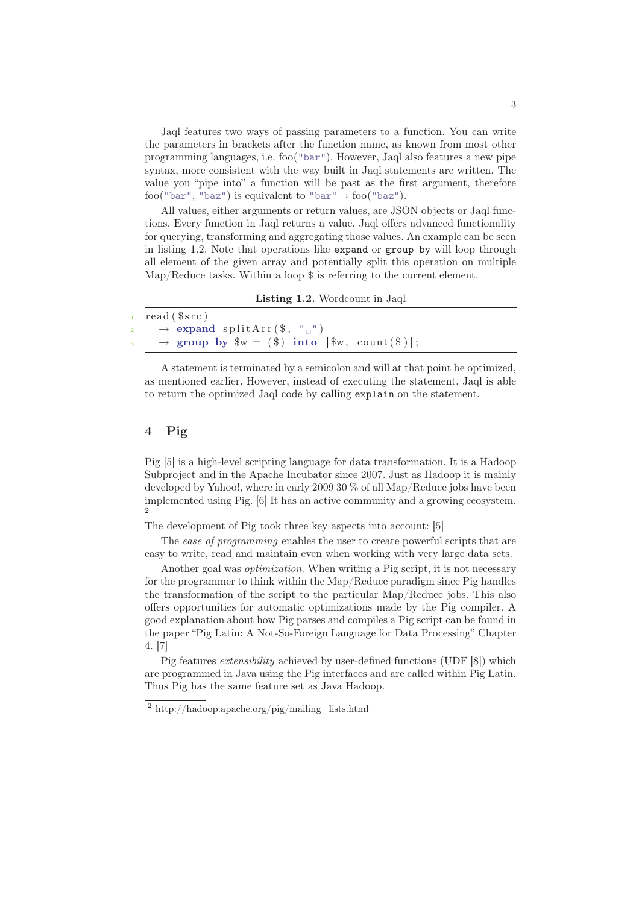Jaql features two ways of passing parameters to a function. You can write the parameters in brackets after the function name, as known from most other programming languages, i.e. foo("bar"). However, Jaql also features a new pipe syntax, more consistent with the way built in Jaql statements are written. The value you "pipe into" a function will be past as the first argument, therefore foo("bar", "baz") is equivalent to "bar" → foo("baz").

All values, either arguments or return values, are JSON objects or Jaql functions. Every function in Jaql returns a value. Jaql offers advanced functionality for querying, transforming and aggregating those values. An example can be seen in listing 1.2. Note that operations like `expand` or `group by` will loop through all element of the given array and potentially split this operation on multiple Map/Reduce tasks. Within a loop `$` is referring to the current element.

**Listing 1.2.** Wordcount in Jaql

```
read($src)
  -> expand splitArr($, " ")
  -> group by $w = ($) into [$w, count($)];
```

A statement is terminated by a semicolon and will at that point be optimized, as mentioned earlier. However, instead of executing the statement, Jaql is able to return the optimized Jaql code by calling `explain` on the statement.

## 4 Pig

Pig [5] is a high-level scripting language for data transformation. It is a Hadoop Subproject and in the Apache Incubator since 2007. Just as Hadoop it is mainly developed by Yahoo!, where in early 2009 30 % of all Map/Reduce jobs have been implemented using Pig. [6] It has an active community and a growing ecosystem. [2]

The development of Pig took three key aspects into account: [5]

The *ease of programming* enables the user to create powerful scripts that are easy to write, read and maintain even when working with very large data sets.

Another goal was *optimization*. When writing a Pig script, it is not necessary for the programmer to think within the Map/Reduce paradigm since Pig handles the transformation of the script to the particular Map/Reduce jobs. This also offers opportunities for automatic optimizations made by the Pig compiler. A good explanation about how Pig parses and compiles a Pig script can be found in the paper "Pig Latin: A Not-So-Foreign Language for Data Processing" Chapter 4. [7]

Pig features *extensibility* achieved by user-defined functions (UDF [8]) which are programmed in Java using the Pig interfaces and are called within Pig Latin. Thus Pig has the same feature set as Java Hadoop.

[2] http://hadoop.apache.org/pig/mailing_lists.html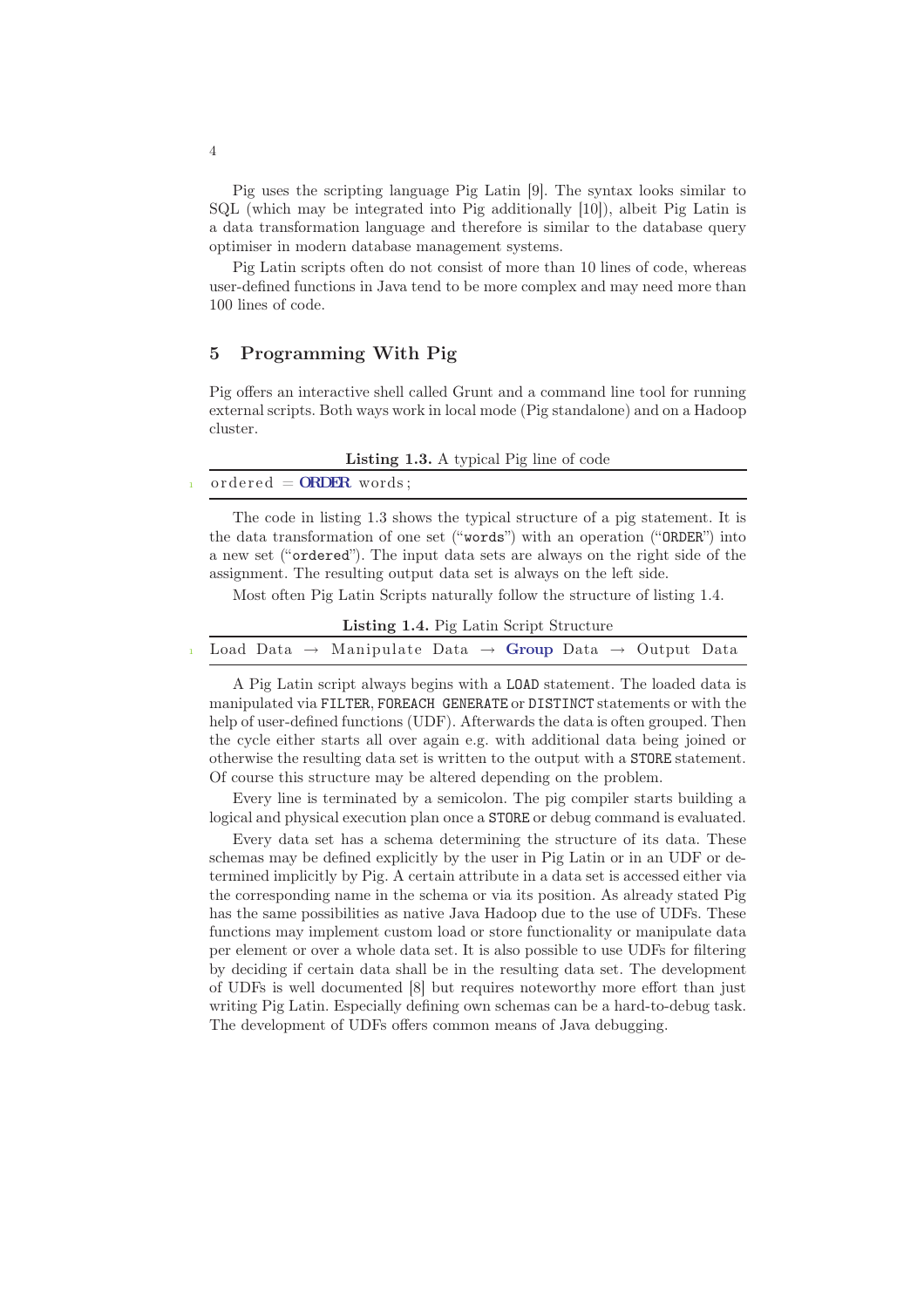Pig uses the scripting language Pig Latin [9]. The syntax looks similar to SQL (which may be integrated into Pig additionally [10]), albeit Pig Latin is a data transformation language and therefore is similar to the database query optimiser in modern database management systems.

Pig Latin scripts often do not consist of more than 10 lines of code, whereas user-defined functions in Java tend to be more complex and may need more than 100 lines of code.

## 5 Programming With Pig

Pig offers an interactive shell called Grunt and a command line tool for running external scripts. Both ways work in local mode (Pig standalone) and on a Hadoop cluster.

**Listing 1.3.** A typical Pig line of code

```
ordered = ORDER words;
```

The code in listing 1.3 shows the typical structure of a pig statement. It is the data transformation of one set ("`words`") with an operation ("`ORDER`") into a new set ("`ordered`"). The input data sets are always on the right side of the assignment. The resulting output data set is always on the left side.

Most often Pig Latin Scripts naturally follow the structure of listing 1.4.

**Listing 1.4.** Pig Latin Script Structure

```
Load Data → Manipulate Data → Group Data → Output Data
```

A Pig Latin script always begins with a `LOAD` statement. The loaded data is manipulated via `FILTER`, `FOREACH GENERATE` or `DISTINCT` statements or with the help of user-defined functions (UDF). Afterwards the data is often grouped. Then the cycle either starts all over again e.g. with additional data being joined or otherwise the resulting data set is written to the output with a `STORE` statement. Of course this structure may be altered depending on the problem.

Every line is terminated by a semicolon. The pig compiler starts building a logical and physical execution plan once a `STORE` or debug command is evaluated.

Every data set has a schema determining the structure of its data. These schemas may be defined explicitly by the user in Pig Latin or in an UDF or determined implicitly by Pig. A certain attribute in a data set is accessed either via the corresponding name in the schema or via its position. As already stated Pig has the same possibilities as native Java Hadoop due to the use of UDFs. These functions may implement custom load or store functionality or manipulate data per element or over a whole data set. It is also possible to use UDFs for filtering by deciding if certain data shall be in the resulting data set. The development of UDFs is well documented [8] but requires noteworthy more effort than just writing Pig Latin. Especially defining own schemas can be a hard-to-debug task. The development of UDFs offers common means of Java debugging.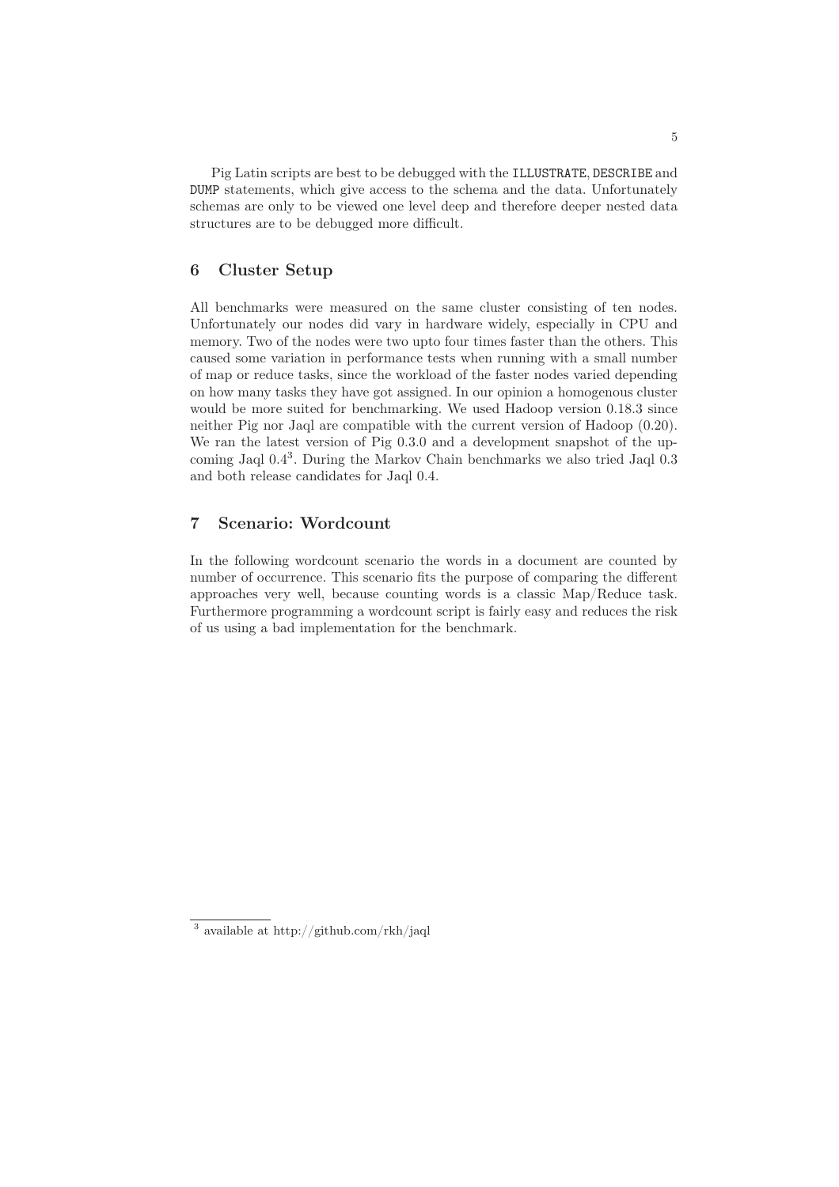Pig Latin scripts are best to be debugged with the `ILLUSTRATE`, `DESCRIBE` and `DUMP` statements, which give access to the schema and the data. Unfortunately schemas are only to be viewed one level deep and therefore deeper nested data structures are to be debugged more difficult.

## 6 Cluster Setup

All benchmarks were measured on the same cluster consisting of ten nodes. Unfortunately our nodes did vary in hardware widely, especially in CPU and memory. Two of the nodes were two upto four times faster than the others. This caused some variation in performance tests when running with a small number of map or reduce tasks, since the workload of the faster nodes varied depending on how many tasks they have got assigned. In our opinion a homogenous cluster would be more suited for benchmarking. We used Hadoop version 0.18.3 since neither Pig nor Jaql are compatible with the current version of Hadoop (0.20). We ran the latest version of Pig 0.3.0 and a development snapshot of the upcoming Jaql 0.4[3]. During the Markov Chain benchmarks we also tried Jaql 0.3 and both release candidates for Jaql 0.4.

## 7 Scenario: Wordcount

In the following wordcount scenario the words in a document are counted by number of occurrence. This scenario fits the purpose of comparing the different approaches very well, because counting words is a classic Map/Reduce task. Furthermore programming a wordcount script is fairly easy and reduces the risk of us using a bad implementation for the benchmark.

[3] available at http://github.com/rkh/jaql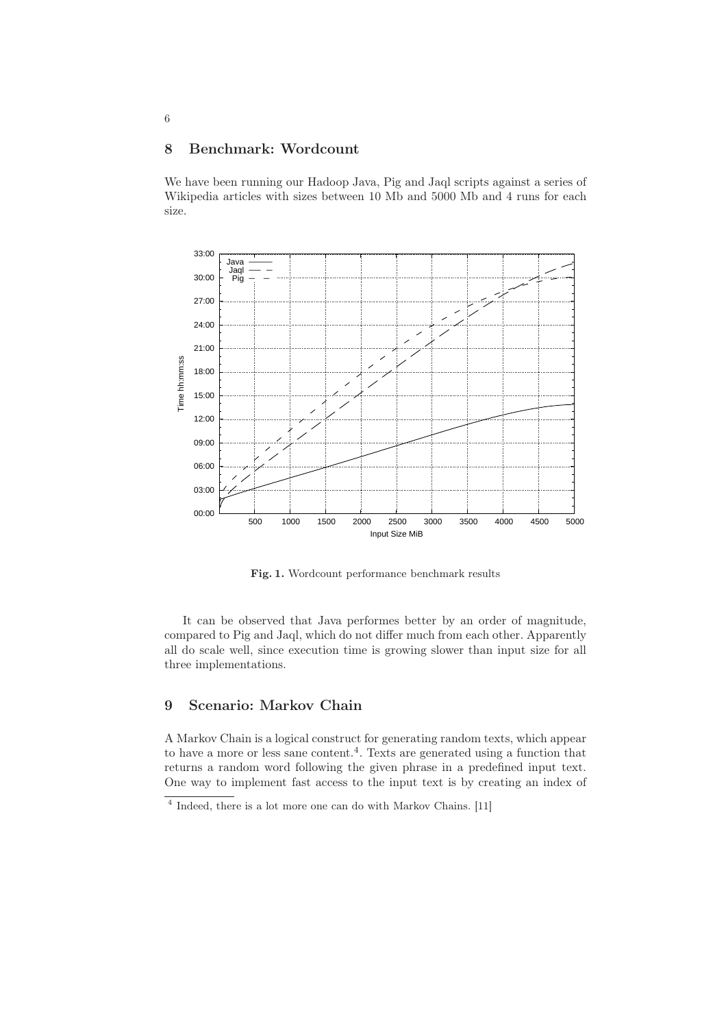## 8 Benchmark: Wordcount

We have been running our Hadoop Java, Pig and Jaql scripts against a series of Wikipedia articles with sizes between 10 Mb and 5000 Mb and 4 runs for each size.

**Fig. 1.** Wordcount performance benchmark results

It can be observed that Java performes better by an order of magnitude, compared to Pig and Jaql, which do not differ much from each other. Apparently all do scale well, since execution time is growing slower than input size for all three implementations.

## 9 Scenario: Markov Chain

A Markov Chain is a logical construct for generating random texts, which appear to have a more or less sane content.[4]. Texts are generated using a function that returns a random word following the given phrase in a predefined input text. One way to implement fast access to the input text is by creating an index of

[4] Indeed, there is a lot more one can do with Markov Chains. [11]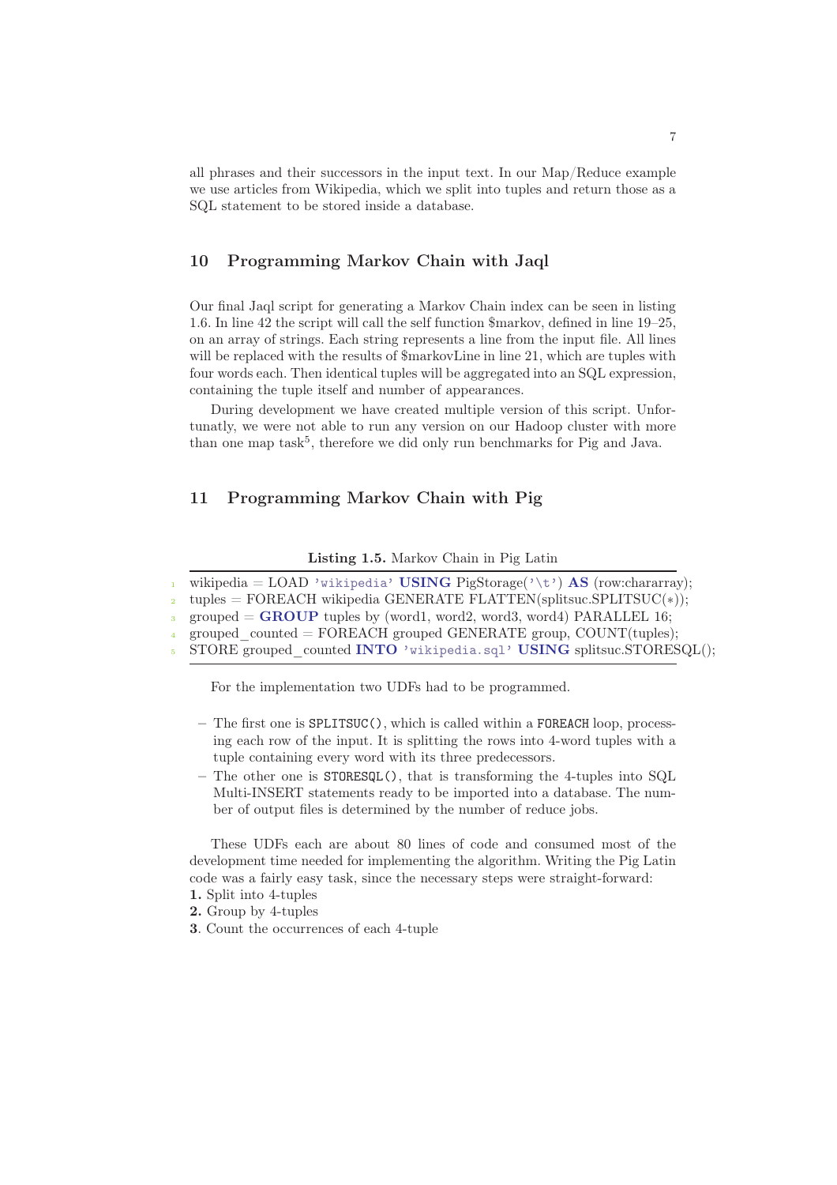all phrases and their successors in the input text. In our Map/Reduce example we use articles from Wikipedia, which we split into tuples and return those as a SQL statement to be stored inside a database.

## 10 Programming Markov Chain with Jaql

Our final Jaql script for generating a Markov Chain index can be seen in listing 1.6. In line 42 the script will call the self function $markov, defined in line 19–25, on an array of strings. Each string represents a line from the input file. All lines will be replaced with the results of $markovLine in line 21, which are tuples with four words each. Then identical tuples will be aggregated into an SQL expression, containing the tuple itself and number of appearances.

During development we have created multiple version of this script. Unfortunatly, we were not able to run any version on our Hadoop cluster with more than one map task[5], therefore we did only run benchmarks for Pig and Java.

## 11 Programming Markov Chain with Pig

**Listing 1.5.** Markov Chain in Pig Latin

```
wikipedia = LOAD 'wikipedia' USING PigStorage('\t') AS (row:chararray);
tuples = FOREACH wikipedia GENERATE FLATTEN(splitsuc.SPLITSUC(*));
grouped = GROUP tuples by (word1, word2, word3, word4) PARALLEL 16;
grouped_counted = FOREACH grouped GENERATE group, COUNT(tuples);
STORE grouped_counted INTO 'wikipedia.sql' USING splitsuc.STORESQL();
```

For the implementation two UDFs had to be programmed.

- The first one is `SPLITSUC()`, which is called within a `FOREACH` loop, processing each row of the input. It is splitting the rows into 4-word tuples with a tuple containing every word with its three predecessors.
- The other one is `STORESQL()`, that is transforming the 4-tuples into SQL Multi-INSERT statements ready to be imported into a database. The number of output files is determined by the number of reduce jobs.

These UDFs each are about 80 lines of code and consumed most of the development time needed for implementing the algorithm. Writing the Pig Latin code was a fairly easy task, since the necessary steps were straight-forward:

**1.** Split into 4-tuples
**2.** Group by 4-tuples
**3**. Count the occurrences of each 4-tuple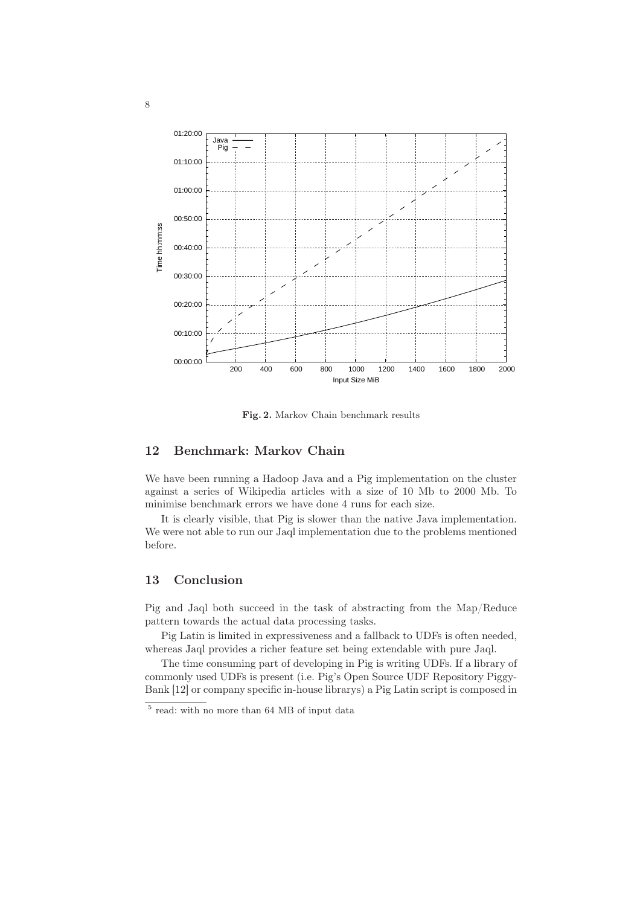Fig. 2. Markov Chain benchmark results

## 12 Benchmark: Markov Chain

We have been running a Hadoop Java and a Pig implementation on the cluster against a series of Wikipedia articles with a size of 10 Mb to 2000 Mb. To minimise benchmark errors we have done 4 runs for each size.

It is clearly visible, that Pig is slower than the native Java implementation. We were not able to run our Jaql implementation due to the problems mentioned before.

## 13 Conclusion

Pig and Jaql both succeed in the task of abstracting from the Map/Reduce pattern towards the actual data processing tasks.

Pig Latin is limited in expressiveness and a fallback to UDFs is often needed, whereas Jaql provides a richer feature set being extendable with pure Jaql.

The time consuming part of developing in Pig is writing UDFs. If a library of commonly used UDFs is present (i.e. Pig's Open Source UDF Repository Piggy-Bank [12] or company specific in-house librarys) a Pig Latin script is composed in

[5] read: with no more than 64 MB of input data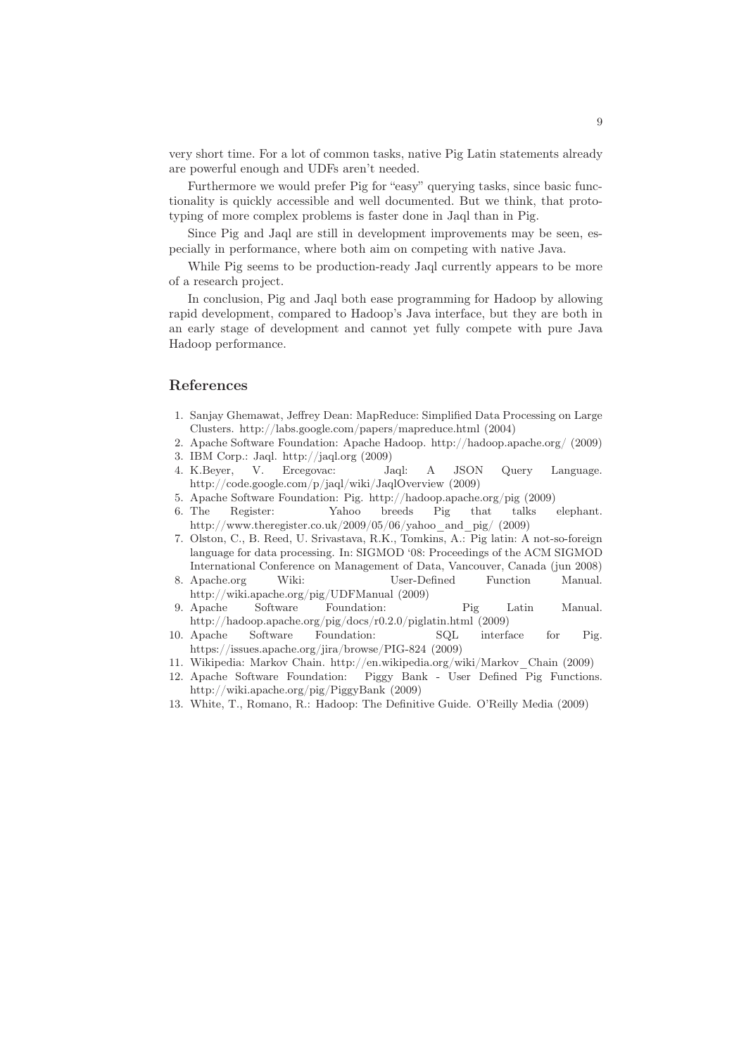very short time. For a lot of common tasks, native Pig Latin statements already are powerful enough and UDFs aren't needed.

Furthermore we would prefer Pig for "easy" querying tasks, since basic functionality is quickly accessible and well documented. But we think, that prototyping of more complex problems is faster done in Jaql than in Pig.

Since Pig and Jaql are still in development improvements may be seen, especially in performance, where both aim on competing with native Java.

While Pig seems to be production-ready Jaql currently appears to be more of a research project.

In conclusion, Pig and Jaql both ease programming for Hadoop by allowing rapid development, compared to Hadoop's Java interface, but they are both in an early stage of development and cannot yet fully compete with pure Java Hadoop performance.

## References

1. Sanjay Ghemawat, Jeffrey Dean: MapReduce: Simplified Data Processing on Large Clusters. http://labs.google.com/papers/mapreduce.html (2004)
2. Apache Software Foundation: Apache Hadoop. http://hadoop.apache.org/ (2009)
3. IBM Corp.: Jaql. http://jaql.org (2009)
4. K.Beyer, V. Ercegovac: Jaql: A JSON Query Language. http://code.google.com/p/jaql/wiki/JaqlOverview (2009)
5. Apache Software Foundation: Pig. http://hadoop.apache.org/pig (2009)
6. The Register: Yahoo breeds Pig that talks elephant. http://www.theregister.co.uk/2009/05/06/yahoo_and_pig/ (2009)
7. Olston, C., B. Reed, U. Srivastava, R.K., Tomkins, A.: Pig latin: A not-so-foreign language for data processing. In: SIGMOD '08: Proceedings of the ACM SIGMOD International Conference on Management of Data, Vancouver, Canada (jun 2008)
8. Apache.org Wiki: User-Defined Function Manual. http://wiki.apache.org/pig/UDFManual (2009)
9. Apache Software Foundation: Pig Latin Manual. http://hadoop.apache.org/pig/docs/r0.2.0/piglatin.html (2009)
10. Apache Software Foundation: SQL interface for Pig. https://issues.apache.org/jira/browse/PIG-824 (2009)
11. Wikipedia: Markov Chain. http://en.wikipedia.org/wiki/Markov_Chain (2009)
12. Apache Software Foundation: Piggy Bank - User Defined Pig Functions. http://wiki.apache.org/pig/PiggyBank (2009)
13. White, T., Romano, R.: Hadoop: The Definitive Guide. O'Reilly Media (2009)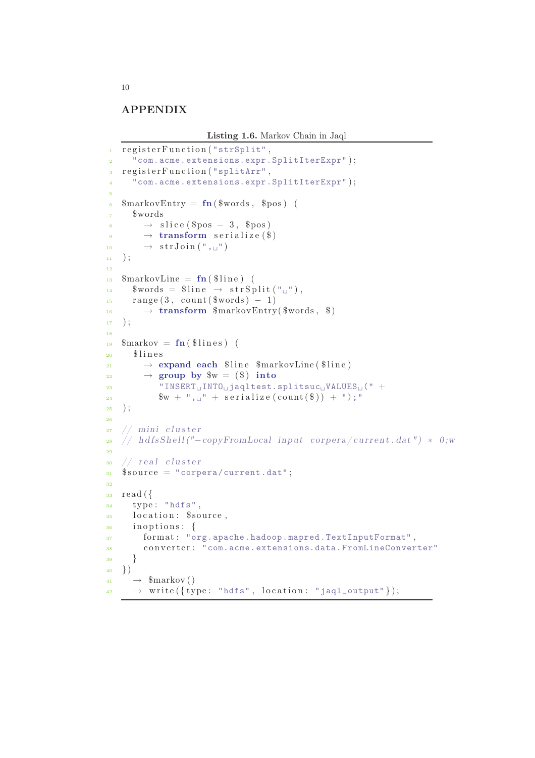## APPENDIX

**Listing 1.6.** Markov Chain in Jaql

```
registerFunction("strSplit",
  "com.acme.extensions.expr.SplitIterExpr");
registerFunction("splitArr",
  "com.acme.extensions.expr.SplitIterExpr");

$markovEntry = fn($words, $pos) (
  $words
    -> slice($pos - 3, $pos)
    -> transform serialize($)
    -> strJoin(", ")
);

$markovLine = fn($line) (
  $words = $line -> strSplit(" "),
  range(3, count($words) - 1)
    -> transform $markovEntry($words, $)
);

$markov = fn($lines) (
  $lines
    -> expand each $line $markovLine($line)
    -> group by $w = ($) into
       "INSERT INTO jaqltest.splitsuc VALUES (" +
       $w + ", " + serialize(count($)) + ");"
);

// mini cluster
// hdfsShell("-copyFromLocal input corpera/current.dat") * 0;w

// real cluster
$source = "corpera/current.dat";

read({
  type: "hdfs",
  location: $source,
  inoptions: {
    format: "org.apache.hadoop.mapred.TextInputFormat",
    converter: "com.acme.extensions.data.FromLineConverter"
  }
})
  -> $markov()
  -> write({type: "hdfs", location: "jaql_output"});
```